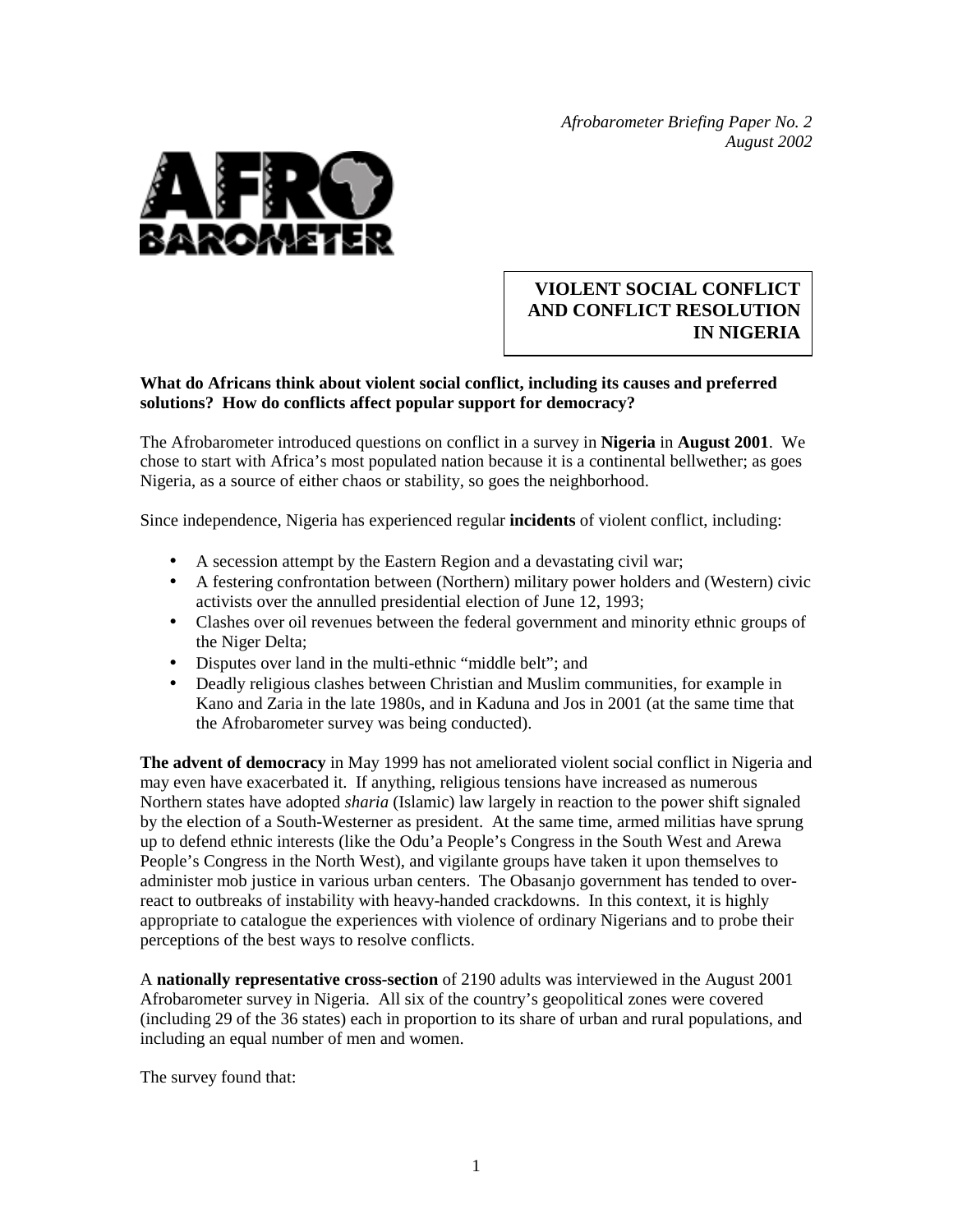*Afrobarometer Briefing Paper No. 2*
*August 2002*

# VIOLENT SOCIAL CONFLICT AND CONFLICT RESOLUTION IN NIGERIA

**What do Africans think about violent social conflict, including its causes and preferred solutions? How do conflicts affect popular support for democracy?**

The Afrobarometer introduced questions on conflict in a survey in **Nigeria** in **August 2001**. We chose to start with Africa's most populated nation because it is a continental bellwether; as goes Nigeria, as a source of either chaos or stability, so goes the neighborhood.

Since independence, Nigeria has experienced regular **incidents** of violent conflict, including:

- A secession attempt by the Eastern Region and a devastating civil war;
- A festering confrontation between (Northern) military power holders and (Western) civic activists over the annulled presidential election of June 12, 1993;
- Clashes over oil revenues between the federal government and minority ethnic groups of the Niger Delta;
- Disputes over land in the multi-ethnic "middle belt"; and
- Deadly religious clashes between Christian and Muslim communities, for example in Kano and Zaria in the late 1980s, and in Kaduna and Jos in 2001 (at the same time that the Afrobarometer survey was being conducted).

**The advent of democracy** in May 1999 has not ameliorated violent social conflict in Nigeria and may even have exacerbated it. If anything, religious tensions have increased as numerous Northern states have adopted *sharia* (Islamic) law largely in reaction to the power shift signaled by the election of a South-Westerner as president. At the same time, armed militias have sprung up to defend ethnic interests (like the Odu'a People's Congress in the South West and Arewa People's Congress in the North West), and vigilante groups have taken it upon themselves to administer mob justice in various urban centers. The Obasanjo government has tended to over-react to outbreaks of instability with heavy-handed crackdowns. In this context, it is highly appropriate to catalogue the experiences with violence of ordinary Nigerians and to probe their perceptions of the best ways to resolve conflicts.

A **nationally representative cross-section** of 2190 adults was interviewed in the August 2001 Afrobarometer survey in Nigeria. All six of the country's geopolitical zones were covered (including 29 of the 36 states) each in proportion to its share of urban and rural populations, and including an equal number of men and women.

The survey found that: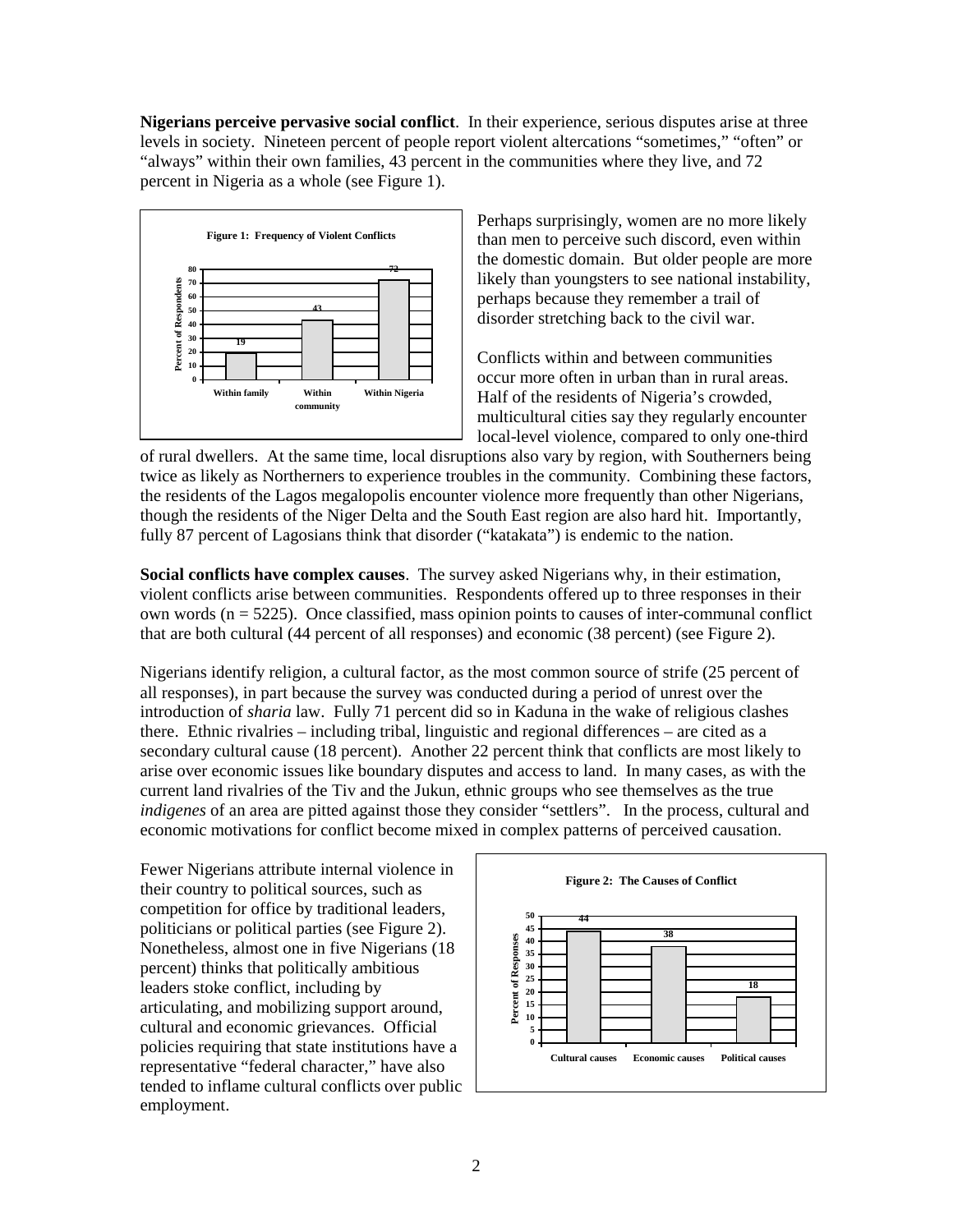**Nigerians perceive pervasive social conflict**. In their experience, serious disputes arise at three levels in society. Nineteen percent of people report violent altercations "sometimes," "often" or "always" within their own families, 43 percent in the communities where they live, and 72 percent in Nigeria as a whole (see Figure 1).

**Figure 1: Frequency of Violent Conflicts**

| | Percent of Respondents |
|---|---|
| Within family | 19 |
| Within community | 43 |
| Within Nigeria | 72 |

Perhaps surprisingly, women are no more likely than men to perceive such discord, even within the domestic domain. But older people are more likely than youngsters to see national instability, perhaps because they remember a trail of disorder stretching back to the civil war.

Conflicts within and between communities occur more often in urban than in rural areas. Half of the residents of Nigeria's crowded, multicultural cities say they regularly encounter local-level violence, compared to only one-third of rural dwellers. At the same time, local disruptions also vary by region, with Southerners being twice as likely as Northerners to experience troubles in the community. Combining these factors, the residents of the Lagos megalopolis encounter violence more frequently than other Nigerians, though the residents of the Niger Delta and the South East region are also hard hit. Importantly, fully 87 percent of Lagosians think that disorder ("katakata") is endemic to the nation.

**Social conflicts have complex causes**. The survey asked Nigerians why, in their estimation, violent conflicts arise between communities. Respondents offered up to three responses in their own words (n = 5225). Once classified, mass opinion points to causes of inter-communal conflict that are both cultural (44 percent of all responses) and economic (38 percent) (see Figure 2).

Nigerians identify religion, a cultural factor, as the most common source of strife (25 percent of all responses), in part because the survey was conducted during a period of unrest over the introduction of *sharia* law. Fully 71 percent did so in Kaduna in the wake of religious clashes there. Ethnic rivalries – including tribal, linguistic and regional differences – are cited as a secondary cultural cause (18 percent). Another 22 percent think that conflicts are most likely to arise over economic issues like boundary disputes and access to land. In many cases, as with the current land rivalries of the Tiv and the Jukun, ethnic groups who see themselves as the true *indigenes* of an area are pitted against those they consider "settlers". In the process, cultural and economic motivations for conflict become mixed in complex patterns of perceived causation.

Fewer Nigerians attribute internal violence in their country to political sources, such as competition for office by traditional leaders, politicians or political parties (see Figure 2). Nonetheless, almost one in five Nigerians (18 percent) thinks that politically ambitious leaders stoke conflict, including by articulating, and mobilizing support around, cultural and economic grievances. Official policies requiring that state institutions have a representative "federal character," have also tended to inflame cultural conflicts over public employment.

**Figure 2: The Causes of Conflict**

| | Percent of Responses |
|---|---|
| Cultural causes | 44 |
| Economic causes | 38 |
| Political causes | 18 |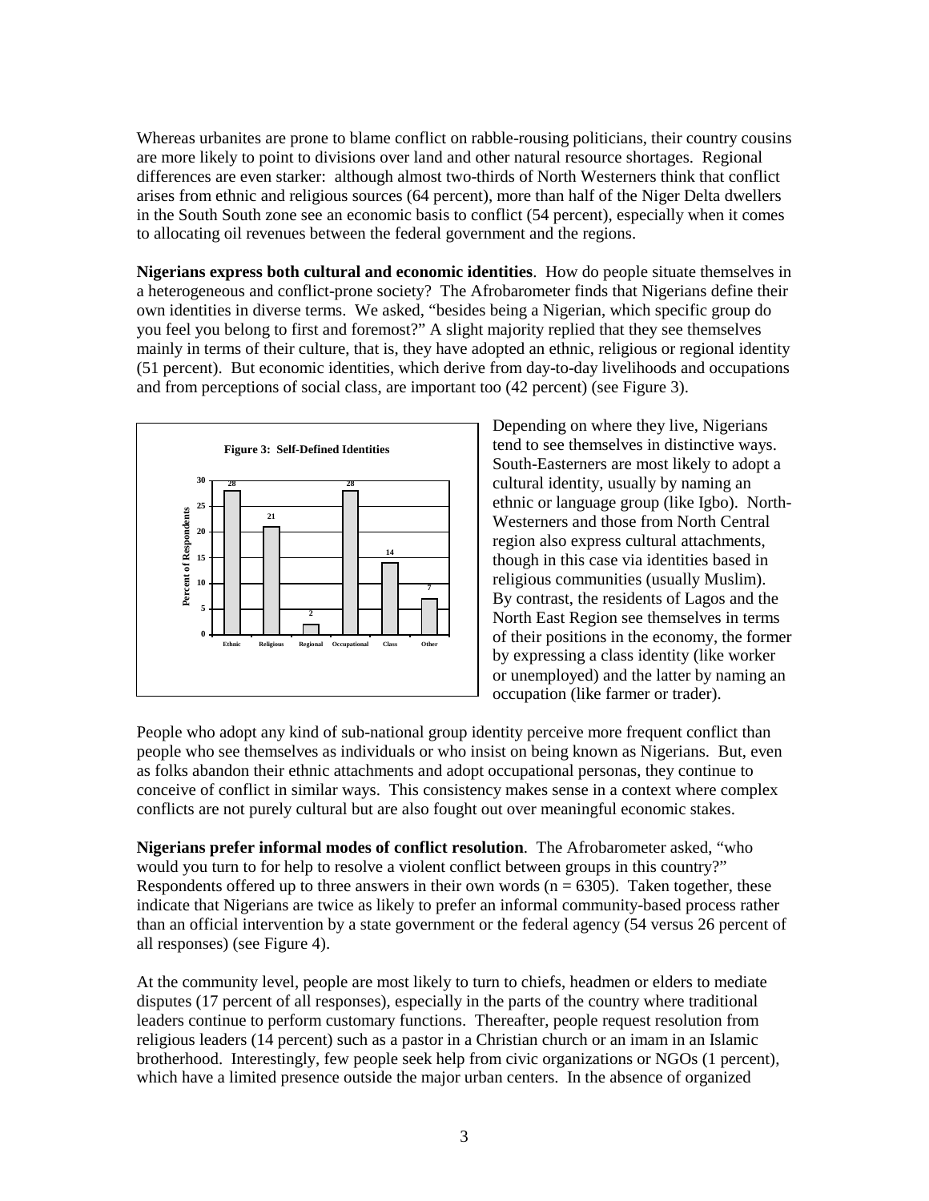Whereas urbanites are prone to blame conflict on rabble-rousing politicians, their country cousins are more likely to point to divisions over land and other natural resource shortages. Regional differences are even starker: although almost two-thirds of North Westerners think that conflict arises from ethnic and religious sources (64 percent), more than half of the Niger Delta dwellers in the South South zone see an economic basis to conflict (54 percent), especially when it comes to allocating oil revenues between the federal government and the regions.

**Nigerians express both cultural and economic identities**. How do people situate themselves in a heterogeneous and conflict-prone society? The Afrobarometer finds that Nigerians define their own identities in diverse terms. We asked, "besides being a Nigerian, which specific group do you feel you belong to first and foremost?" A slight majority replied that they see themselves mainly in terms of their culture, that is, they have adopted an ethnic, religious or regional identity (51 percent). But economic identities, which derive from day-to-day livelihoods and occupations and from perceptions of social class, are important too (42 percent) (see Figure 3).

**Figure 3: Self-Defined Identities**

| | Ethnic | Religious | Regional | Occupational | Class | Other |
|---|---|---|---|---|---|---|
| Percent of Respondents | 28 | 21 | 2 | 28 | 14 | 7 |

Depending on where they live, Nigerians tend to see themselves in distinctive ways. South-Easterners are most likely to adopt a cultural identity, usually by naming an ethnic or language group (like Igbo). North-Westerners and those from North Central region also express cultural attachments, though in this case via identities based in religious communities (usually Muslim). By contrast, the residents of Lagos and the North East Region see themselves in terms of their positions in the economy, the former by expressing a class identity (like worker or unemployed) and the latter by naming an occupation (like farmer or trader).

People who adopt any kind of sub-national group identity perceive more frequent conflict than people who see themselves as individuals or who insist on being known as Nigerians. But, even as folks abandon their ethnic attachments and adopt occupational personas, they continue to conceive of conflict in similar ways. This consistency makes sense in a context where complex conflicts are not purely cultural but are also fought out over meaningful economic stakes.

**Nigerians prefer informal modes of conflict resolution**. The Afrobarometer asked, "who would you turn to for help to resolve a violent conflict between groups in this country?" Respondents offered up to three answers in their own words ($n = 6305$). Taken together, these indicate that Nigerians are twice as likely to prefer an informal community-based process rather than an official intervention by a state government or the federal agency (54 versus 26 percent of all responses) (see Figure 4).

At the community level, people are most likely to turn to chiefs, headmen or elders to mediate disputes (17 percent of all responses), especially in the parts of the country where traditional leaders continue to perform customary functions. Thereafter, people request resolution from religious leaders (14 percent) such as a pastor in a Christian church or an imam in an Islamic brotherhood. Interestingly, few people seek help from civic organizations or NGOs (1 percent), which have a limited presence outside the major urban centers. In the absence of organized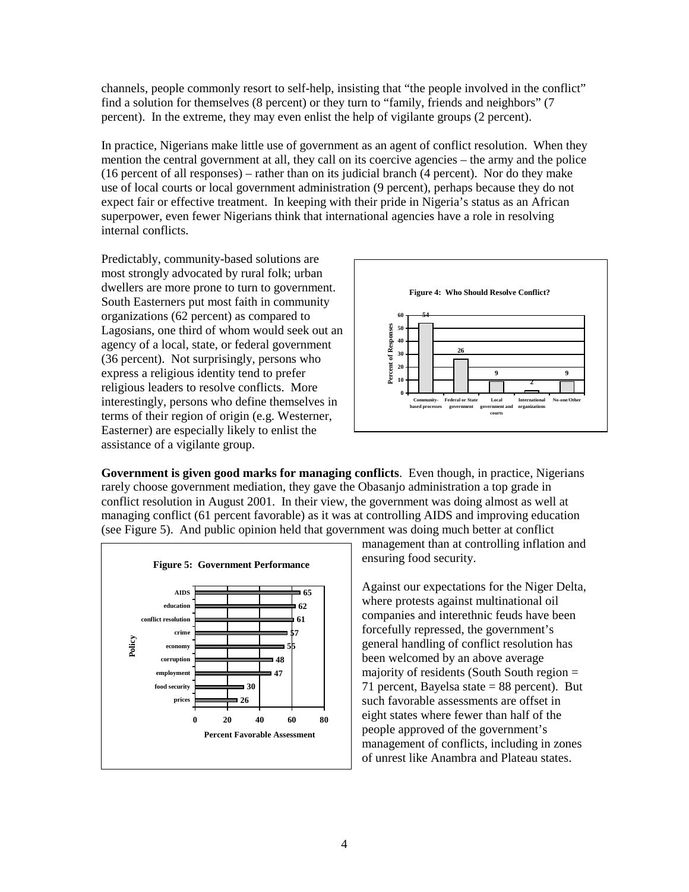channels, people commonly resort to self-help, insisting that "the people involved in the conflict" find a solution for themselves (8 percent) or they turn to "family, friends and neighbors" (7 percent). In the extreme, they may even enlist the help of vigilante groups (2 percent).

In practice, Nigerians make little use of government as an agent of conflict resolution. When they mention the central government at all, they call on its coercive agencies – the army and the police (16 percent of all responses) – rather than on its judicial branch (4 percent). Nor do they make use of local courts or local government administration (9 percent), perhaps because they do not expect fair or effective treatment. In keeping with their pride in Nigeria's status as an African superpower, even fewer Nigerians think that international agencies have a role in resolving internal conflicts.

Predictably, community-based solutions are most strongly advocated by rural folk; urban dwellers are more prone to turn to government. South Easterners put most faith in community organizations (62 percent) as compared to Lagosians, one third of whom would seek out an agency of a local, state, or federal government (36 percent). Not surprisingly, persons who express a religious identity tend to prefer religious leaders to resolve conflicts. More interestingly, persons who define themselves in terms of their region of origin (e.g. Westerner, Easterner) are especially likely to enlist the assistance of a vigilante group.

**Figure 4: Who Should Resolve Conflict?**

| Category | Percent of Responses |
|---|---|
| Community-based processes | 54 |
| Federal or State government | 26 |
| Local government and courts | 9 |
| International organizations | 2 |
| No-one/Other | 9 |

**Government is given good marks for managing conflicts**. Even though, in practice, Nigerians rarely choose government mediation, they gave the Obasanjo administration a top grade in conflict resolution in August 2001. In their view, the government was doing almost as well at managing conflict (61 percent favorable) as it was at controlling AIDS and improving education (see Figure 5). And public opinion held that government was doing much better at conflict management than at controlling inflation and ensuring food security.

**Figure 5: Government Performance**

| Policy | Percent Favorable Assessment |
|---|---|
| AIDS | 65 |
| education | 62 |
| conflict resolution | 61 |
| crime | 57 |
| economy | 55 |
| corruption | 48 |
| employment | 47 |
| food security | 30 |
| prices | 26 |

Against our expectations for the Niger Delta, where protests against multinational oil companies and interethnic feuds have been forcefully repressed, the government's general handling of conflict resolution has been welcomed by an above average majority of residents (South South region = 71 percent, Bayelsa state = 88 percent). But such favorable assessments are offset in eight states where fewer than half of the people approved of the government's management of conflicts, including in zones of unrest like Anambra and Plateau states.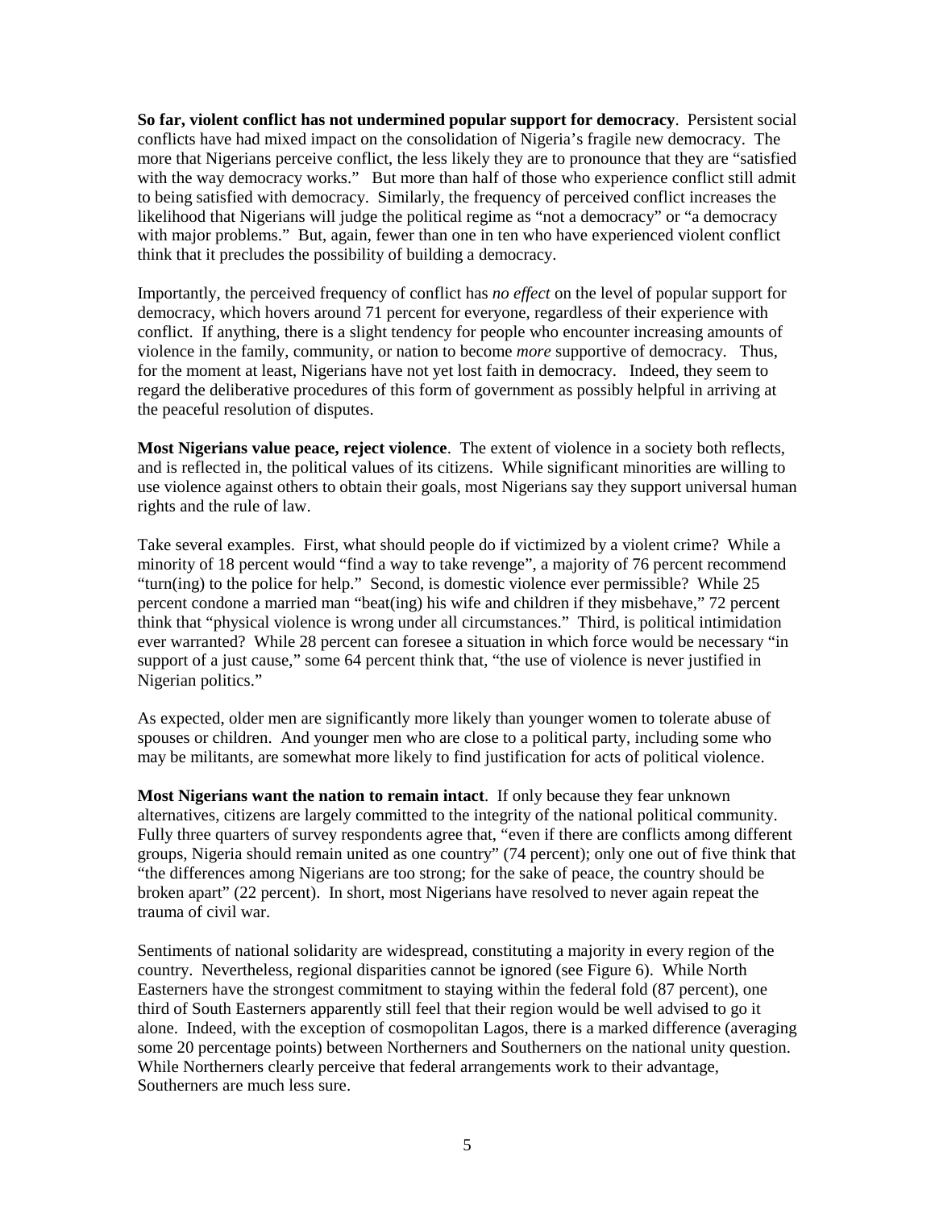**So far, violent conflict has not undermined popular support for democracy**. Persistent social conflicts have had mixed impact on the consolidation of Nigeria's fragile new democracy. The more that Nigerians perceive conflict, the less likely they are to pronounce that they are "satisfied with the way democracy works." But more than half of those who experience conflict still admit to being satisfied with democracy. Similarly, the frequency of perceived conflict increases the likelihood that Nigerians will judge the political regime as "not a democracy" or "a democracy with major problems." But, again, fewer than one in ten who have experienced violent conflict think that it precludes the possibility of building a democracy.

Importantly, the perceived frequency of conflict has *no effect* on the level of popular support for democracy, which hovers around 71 percent for everyone, regardless of their experience with conflict. If anything, there is a slight tendency for people who encounter increasing amounts of violence in the family, community, or nation to become *more* supportive of democracy. Thus, for the moment at least, Nigerians have not yet lost faith in democracy. Indeed, they seem to regard the deliberative procedures of this form of government as possibly helpful in arriving at the peaceful resolution of disputes.

**Most Nigerians value peace, reject violence**. The extent of violence in a society both reflects, and is reflected in, the political values of its citizens. While significant minorities are willing to use violence against others to obtain their goals, most Nigerians say they support universal human rights and the rule of law.

Take several examples. First, what should people do if victimized by a violent crime? While a minority of 18 percent would "find a way to take revenge", a majority of 76 percent recommend "turn(ing) to the police for help." Second, is domestic violence ever permissible? While 25 percent condone a married man "beat(ing) his wife and children if they misbehave," 72 percent think that "physical violence is wrong under all circumstances." Third, is political intimidation ever warranted? While 28 percent can foresee a situation in which force would be necessary "in support of a just cause," some 64 percent think that, "the use of violence is never justified in Nigerian politics."

As expected, older men are significantly more likely than younger women to tolerate abuse of spouses or children. And younger men who are close to a political party, including some who may be militants, are somewhat more likely to find justification for acts of political violence.

**Most Nigerians want the nation to remain intact**. If only because they fear unknown alternatives, citizens are largely committed to the integrity of the national political community. Fully three quarters of survey respondents agree that, "even if there are conflicts among different groups, Nigeria should remain united as one country" (74 percent); only one out of five think that "the differences among Nigerians are too strong; for the sake of peace, the country should be broken apart" (22 percent). In short, most Nigerians have resolved to never again repeat the trauma of civil war.

Sentiments of national solidarity are widespread, constituting a majority in every region of the country. Nevertheless, regional disparities cannot be ignored (see Figure 6). While North Easterners have the strongest commitment to staying within the federal fold (87 percent), one third of South Easterners apparently still feel that their region would be well advised to go it alone. Indeed, with the exception of cosmopolitan Lagos, there is a marked difference (averaging some 20 percentage points) between Northerners and Southerners on the national unity question. While Northerners clearly perceive that federal arrangements work to their advantage, Southerners are much less sure.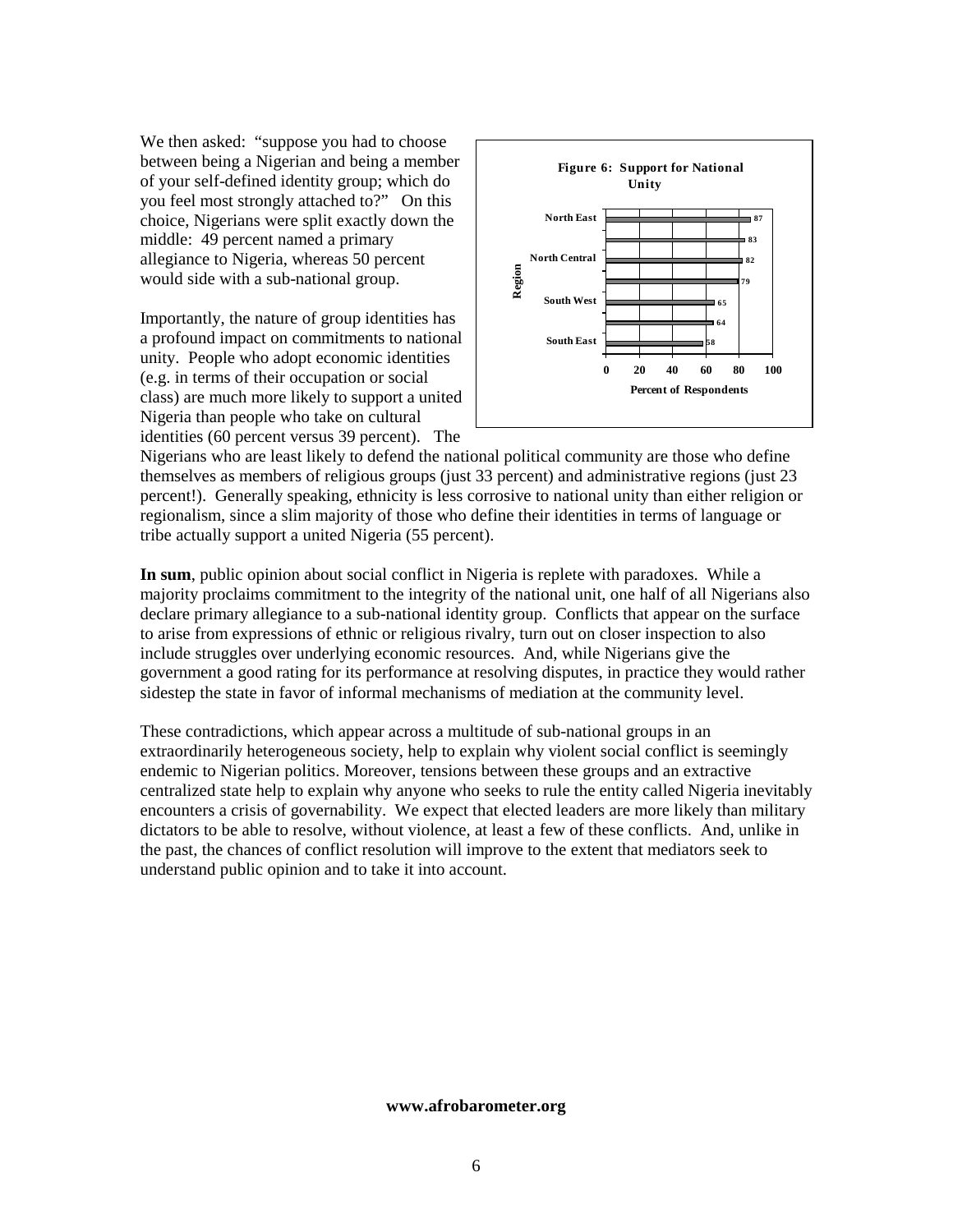We then asked: "suppose you had to choose between being a Nigerian and being a member of your self-defined identity group; which do you feel most strongly attached to?" On this choice, Nigerians were split exactly down the middle: 49 percent named a primary allegiance to Nigeria, whereas 50 percent would side with a sub-national group.

Importantly, the nature of group identities has a profound impact on commitments to national unity. People who adopt economic identities (e.g. in terms of their occupation or social class) are much more likely to support a united Nigeria than people who take on cultural identities (60 percent versus 39 percent). The Nigerians who are least likely to defend the national political community are those who define themselves as members of religious groups (just 33 percent) and administrative regions (just 23 percent!). Generally speaking, ethnicity is less corrosive to national unity than either religion or regionalism, since a slim majority of those who define their identities in terms of language or tribe actually support a united Nigeria (55 percent).

**Figure 6: Support for National Unity**

Region

North East
North Central
South West
South East

87
83
82
79
65
64
58

0 20 40 60 80 100

Percent of Respondents

**In sum**, public opinion about social conflict in Nigeria is replete with paradoxes. While a majority proclaims commitment to the integrity of the national unit, one half of all Nigerians also declare primary allegiance to a sub-national identity group. Conflicts that appear on the surface to arise from expressions of ethnic or religious rivalry, turn out on closer inspection to also include struggles over underlying economic resources. And, while Nigerians give the government a good rating for its performance at resolving disputes, in practice they would rather sidestep the state in favor of informal mechanisms of mediation at the community level.

These contradictions, which appear across a multitude of sub-national groups in an extraordinarily heterogeneous society, help to explain why violent social conflict is seemingly endemic to Nigerian politics. Moreover, tensions between these groups and an extractive centralized state help to explain why anyone who seeks to rule the entity called Nigeria inevitably encounters a crisis of governability. We expect that elected leaders are more likely than military dictators to be able to resolve, without violence, at least a few of these conflicts. And, unlike in the past, the chances of conflict resolution will improve to the extent that mediators seek to understand public opinion and to take it into account.

**www.afrobarometer.org**